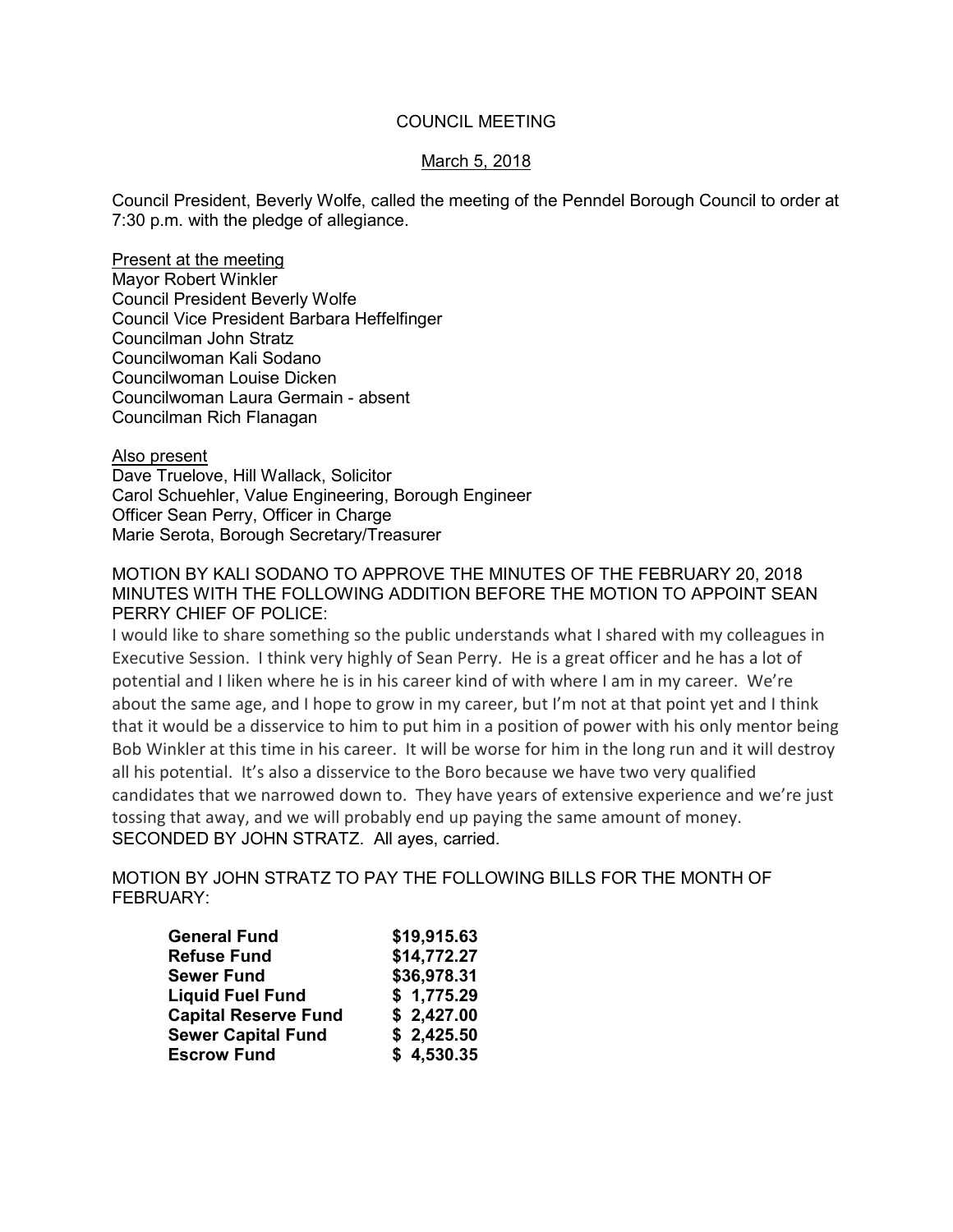# COUNCIL MEETING

March 5, 2018

Council President, Beverly Wolfe, called the meeting of the Penndel Borough Council to order at 7:30 p.m. with the pledge of allegiance.

Present at the meeting

Mayor Robert Winkler
Council President Beverly Wolfe
Council Vice President Barbara Heffelfinger
Councilman John Stratz
Councilwoman Kali Sodano
Councilwoman Louise Dicken
Councilwoman Laura Germain - absent
Councilman Rich Flanagan

Also present

Dave Truelove, Hill Wallack, Solicitor
Carol Schuehler, Value Engineering, Borough Engineer
Officer Sean Perry, Officer in Charge
Marie Serota, Borough Secretary/Treasurer

MOTION BY KALI SODANO TO APPROVE THE MINUTES OF THE FEBRUARY 20, 2018 MINUTES WITH THE FOLLOWING ADDITION BEFORE THE MOTION TO APPOINT SEAN PERRY CHIEF OF POLICE:

I would like to share something so the public understands what I shared with my colleagues in Executive Session. I think very highly of Sean Perry. He is a great officer and he has a lot of potential and I liken where he is in his career kind of with where I am in my career. We're about the same age, and I hope to grow in my career, but I'm not at that point yet and I think that it would be a disservice to him to put him in a position of power with his only mentor being Bob Winkler at this time in his career. It will be worse for him in the long run and it will destroy all his potential. It's also a disservice to the Boro because we have two very qualified candidates that we narrowed down to. They have years of extensive experience and we're just tossing that away, and we will probably end up paying the same amount of money.
SECONDED BY JOHN STRATZ. All ayes, carried.

MOTION BY JOHN STRATZ TO PAY THE FOLLOWING BILLS FOR THE MONTH OF FEBRUARY:

| | |
|---|---|
| **General Fund** | **$19,915.63** |
| **Refuse Fund** | **$14,772.27** |
| **Sewer Fund** | **$36,978.31** |
| **Liquid Fuel Fund** | **$ 1,775.29** |
| **Capital Reserve Fund** | **$ 2,427.00** |
| **Sewer Capital Fund** | **$ 2,425.50** |
| **Escrow Fund** | **$ 4,530.35** |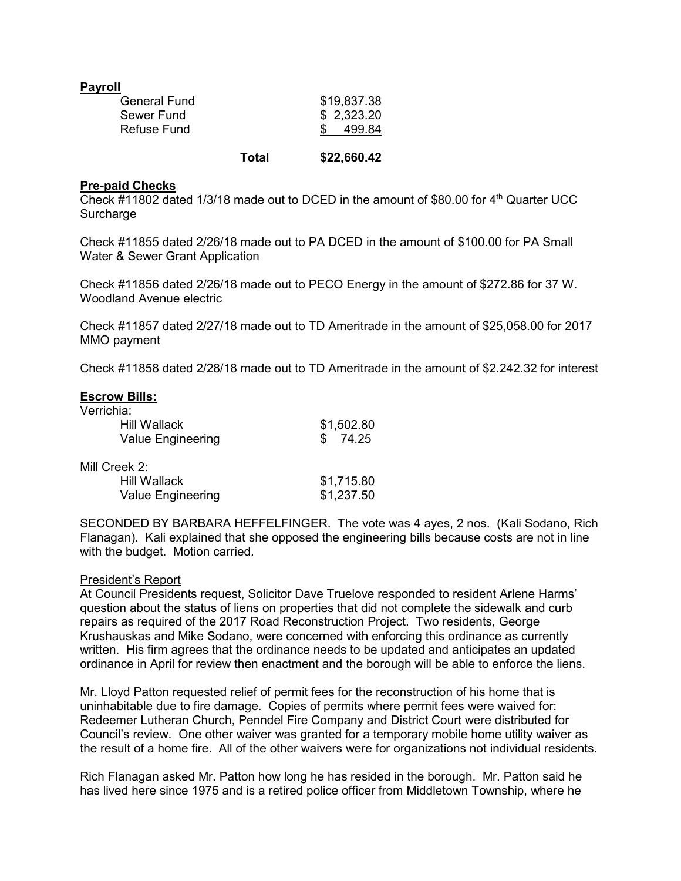**Payroll**

| | | |
|---|---|---|
| General Fund | | $19,837.38 |
| Sewer Fund | | $ 2,323.20 |
| Refuse Fund | | $ 499.84 |
| | **Total** | **$22,660.42** |

**Pre-paid Checks**

Check #11802 dated 1/3/18 made out to DCED in the amount of $80.00 for 4th Quarter UCC Surcharge

Check #11855 dated 2/26/18 made out to PA DCED in the amount of $100.00 for PA Small Water & Sewer Grant Application

Check #11856 dated 2/26/18 made out to PECO Energy in the amount of $272.86 for 37 W. Woodland Avenue electric

Check #11857 dated 2/27/18 made out to TD Ameritrade in the amount of $25,058.00 for 2017 MMO payment

Check #11858 dated 2/28/18 made out to TD Ameritrade in the amount of $2.242.32 for interest

**Escrow Bills:**

Verrichia:

| | |
|---|---|
| Hill Wallack | $1,502.80 |
| Value Engineering | $ 74.25 |

Mill Creek 2:

| | |
|---|---|
| Hill Wallack | $1,715.80 |
| Value Engineering | $1,237.50 |

SECONDED BY BARBARA HEFFELFINGER. The vote was 4 ayes, 2 nos. (Kali Sodano, Rich Flanagan). Kali explained that she opposed the engineering bills because costs are not in line with the budget. Motion carried.

President's Report

At Council Presidents request, Solicitor Dave Truelove responded to resident Arlene Harms' question about the status of liens on properties that did not complete the sidewalk and curb repairs as required of the 2017 Road Reconstruction Project. Two residents, George Krushauskas and Mike Sodano, were concerned with enforcing this ordinance as currently written. His firm agrees that the ordinance needs to be updated and anticipates an updated ordinance in April for review then enactment and the borough will be able to enforce the liens.

Mr. Lloyd Patton requested relief of permit fees for the reconstruction of his home that is uninhabitable due to fire damage. Copies of permits where permit fees were waived for: Redeemer Lutheran Church, Penndel Fire Company and District Court were distributed for Council's review. One other waiver was granted for a temporary mobile home utility waiver as the result of a home fire. All of the other waivers were for organizations not individual residents.

Rich Flanagan asked Mr. Patton how long he has resided in the borough. Mr. Patton said he has lived here since 1975 and is a retired police officer from Middletown Township, where he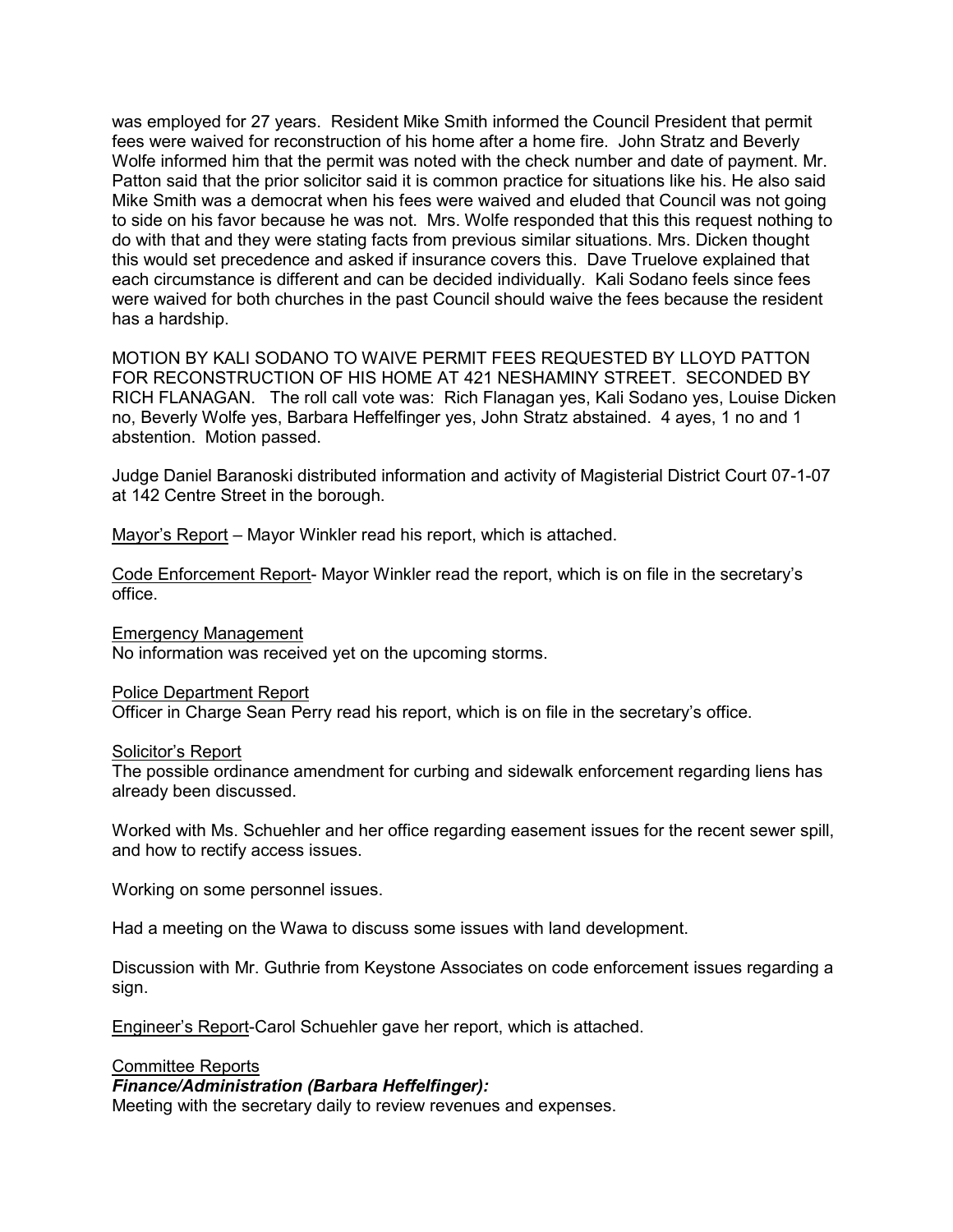was employed for 27 years. Resident Mike Smith informed the Council President that permit fees were waived for reconstruction of his home after a home fire. John Stratz and Beverly Wolfe informed him that the permit was noted with the check number and date of payment. Mr. Patton said that the prior solicitor said it is common practice for situations like his. He also said Mike Smith was a democrat when his fees were waived and eluded that Council was not going to side on his favor because he was not. Mrs. Wolfe responded that this this request nothing to do with that and they were stating facts from previous similar situations. Mrs. Dicken thought this would set precedence and asked if insurance covers this. Dave Truelove explained that each circumstance is different and can be decided individually. Kali Sodano feels since fees were waived for both churches in the past Council should waive the fees because the resident has a hardship.

MOTION BY KALI SODANO TO WAIVE PERMIT FEES REQUESTED BY LLOYD PATTON FOR RECONSTRUCTION OF HIS HOME AT 421 NESHAMINY STREET. SECONDED BY RICH FLANAGAN. The roll call vote was: Rich Flanagan yes, Kali Sodano yes, Louise Dicken no, Beverly Wolfe yes, Barbara Heffelfinger yes, John Stratz abstained. 4 ayes, 1 no and 1 abstention. Motion passed.

Judge Daniel Baranoski distributed information and activity of Magisterial District Court 07-1-07 at 142 Centre Street in the borough.

Mayor's Report – Mayor Winkler read his report, which is attached.

Code Enforcement Report- Mayor Winkler read the report, which is on file in the secretary's office.

Emergency Management

No information was received yet on the upcoming storms.

Police Department Report

Officer in Charge Sean Perry read his report, which is on file in the secretary's office.

Solicitor's Report

The possible ordinance amendment for curbing and sidewalk enforcement regarding liens has already been discussed.

Worked with Ms. Schuehler and her office regarding easement issues for the recent sewer spill, and how to rectify access issues.

Working on some personnel issues.

Had a meeting on the Wawa to discuss some issues with land development.

Discussion with Mr. Guthrie from Keystone Associates on code enforcement issues regarding a sign.

Engineer's Report-Carol Schuehler gave her report, which is attached.

Committee Reports

***Finance/Administration (Barbara Heffelfinger):***

Meeting with the secretary daily to review revenues and expenses.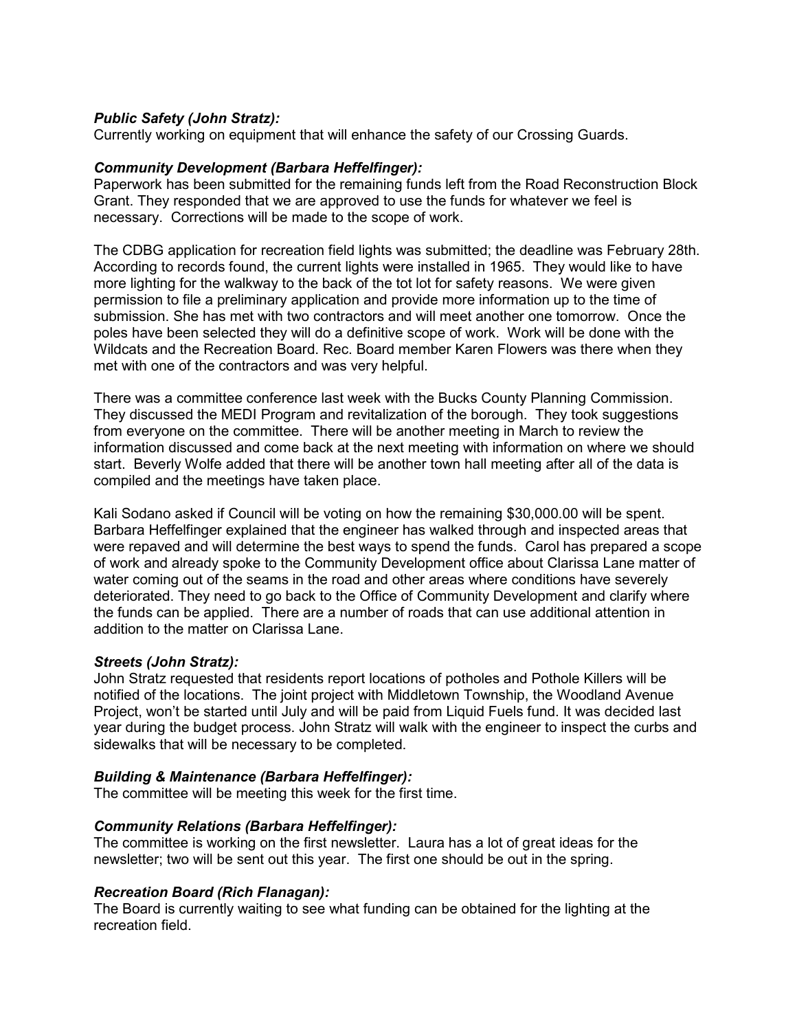***Public Safety (John Stratz):***
Currently working on equipment that will enhance the safety of our Crossing Guards.

***Community Development (Barbara Heffelfinger):***
Paperwork has been submitted for the remaining funds left from the Road Reconstruction Block Grant. They responded that we are approved to use the funds for whatever we feel is necessary. Corrections will be made to the scope of work.

The CDBG application for recreation field lights was submitted; the deadline was February 28th. According to records found, the current lights were installed in 1965. They would like to have more lighting for the walkway to the back of the tot lot for safety reasons. We were given permission to file a preliminary application and provide more information up to the time of submission. She has met with two contractors and will meet another one tomorrow. Once the poles have been selected they will do a definitive scope of work. Work will be done with the Wildcats and the Recreation Board. Rec. Board member Karen Flowers was there when they met with one of the contractors and was very helpful.

There was a committee conference last week with the Bucks County Planning Commission. They discussed the MEDI Program and revitalization of the borough. They took suggestions from everyone on the committee. There will be another meeting in March to review the information discussed and come back at the next meeting with information on where we should start. Beverly Wolfe added that there will be another town hall meeting after all of the data is compiled and the meetings have taken place.

Kali Sodano asked if Council will be voting on how the remaining $30,000.00 will be spent. Barbara Heffelfinger explained that the engineer has walked through and inspected areas that were repaved and will determine the best ways to spend the funds. Carol has prepared a scope of work and already spoke to the Community Development office about Clarissa Lane matter of water coming out of the seams in the road and other areas where conditions have severely deteriorated. They need to go back to the Office of Community Development and clarify where the funds can be applied. There are a number of roads that can use additional attention in addition to the matter on Clarissa Lane.

***Streets (John Stratz):***
John Stratz requested that residents report locations of potholes and Pothole Killers will be notified of the locations. The joint project with Middletown Township, the Woodland Avenue Project, won't be started until July and will be paid from Liquid Fuels fund. It was decided last year during the budget process. John Stratz will walk with the engineer to inspect the curbs and sidewalks that will be necessary to be completed.

***Building & Maintenance (Barbara Heffelfinger):***
The committee will be meeting this week for the first time.

***Community Relations (Barbara Heffelfinger):***
The committee is working on the first newsletter. Laura has a lot of great ideas for the newsletter; two will be sent out this year. The first one should be out in the spring.

***Recreation Board (Rich Flanagan):***
The Board is currently waiting to see what funding can be obtained for the lighting at the recreation field.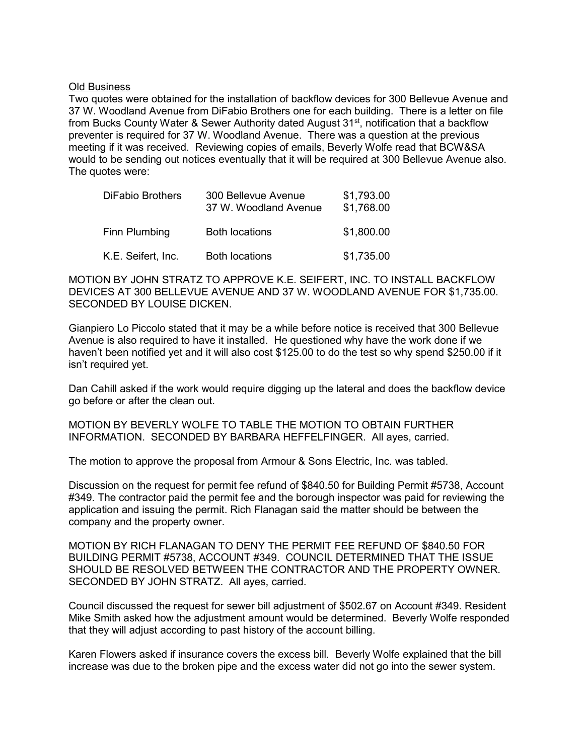Old Business

Two quotes were obtained for the installation of backflow devices for 300 Bellevue Avenue and 37 W. Woodland Avenue from DiFabio Brothers one for each building. There is a letter on file from Bucks County Water & Sewer Authority dated August 31st, notification that a backflow preventer is required for 37 W. Woodland Avenue. There was a question at the previous meeting if it was received. Reviewing copies of emails, Beverly Wolfe read that BCW&SA would to be sending out notices eventually that it will be required at 300 Bellevue Avenue also. The quotes were:

| | | |
|---|---|---|
| DiFabio Brothers | 300 Bellevue Avenue | $1,793.00 |
| | 37 W. Woodland Avenue | $1,768.00 |
| Finn Plumbing | Both locations | $1,800.00 |
| K.E. Seifert, Inc. | Both locations | $1,735.00 |

MOTION BY JOHN STRATZ TO APPROVE K.E. SEIFERT, INC. TO INSTALL BACKFLOW DEVICES AT 300 BELLEVUE AVENUE AND 37 W. WOODLAND AVENUE FOR $1,735.00. SECONDED BY LOUISE DICKEN.

Gianpiero Lo Piccolo stated that it may be a while before notice is received that 300 Bellevue Avenue is also required to have it installed. He questioned why have the work done if we haven't been notified yet and it will also cost $125.00 to do the test so why spend $250.00 if it isn't required yet.

Dan Cahill asked if the work would require digging up the lateral and does the backflow device go before or after the clean out.

MOTION BY BEVERLY WOLFE TO TABLE THE MOTION TO OBTAIN FURTHER INFORMATION. SECONDED BY BARBARA HEFFELFINGER. All ayes, carried.

The motion to approve the proposal from Armour & Sons Electric, Inc. was tabled.

Discussion on the request for permit fee refund of $840.50 for Building Permit #5738, Account #349. The contractor paid the permit fee and the borough inspector was paid for reviewing the application and issuing the permit. Rich Flanagan said the matter should be between the company and the property owner.

MOTION BY RICH FLANAGAN TO DENY THE PERMIT FEE REFUND OF $840.50 FOR BUILDING PERMIT #5738, ACCOUNT #349. COUNCIL DETERMINED THAT THE ISSUE SHOULD BE RESOLVED BETWEEN THE CONTRACTOR AND THE PROPERTY OWNER. SECONDED BY JOHN STRATZ. All ayes, carried.

Council discussed the request for sewer bill adjustment of $502.67 on Account #349. Resident Mike Smith asked how the adjustment amount would be determined. Beverly Wolfe responded that they will adjust according to past history of the account billing.

Karen Flowers asked if insurance covers the excess bill. Beverly Wolfe explained that the bill increase was due to the broken pipe and the excess water did not go into the sewer system.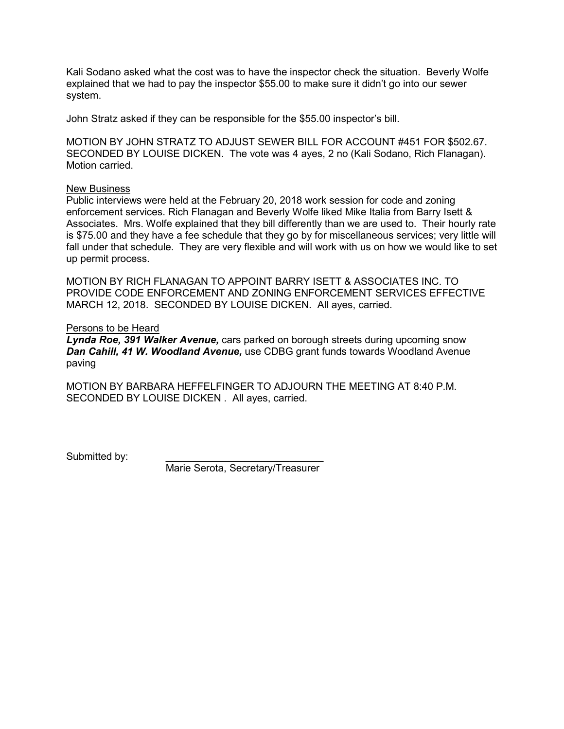Kali Sodano asked what the cost was to have the inspector check the situation. Beverly Wolfe explained that we had to pay the inspector $55.00 to make sure it didn't go into our sewer system.

John Stratz asked if they can be responsible for the $55.00 inspector's bill.

MOTION BY JOHN STRATZ TO ADJUST SEWER BILL FOR ACCOUNT #451 FOR $502.67. SECONDED BY LOUISE DICKEN. The vote was 4 ayes, 2 no (Kali Sodano, Rich Flanagan). Motion carried.

<u>New Business</u>

Public interviews were held at the February 20, 2018 work session for code and zoning enforcement services. Rich Flanagan and Beverly Wolfe liked Mike Italia from Barry Isett & Associates. Mrs. Wolfe explained that they bill differently than we are used to. Their hourly rate is $75.00 and they have a fee schedule that they go by for miscellaneous services; very little will fall under that schedule. They are very flexible and will work with us on how we would like to set up permit process.

MOTION BY RICH FLANAGAN TO APPOINT BARRY ISETT & ASSOCIATES INC. TO PROVIDE CODE ENFORCEMENT AND ZONING ENFORCEMENT SERVICES EFFECTIVE MARCH 12, 2018. SECONDED BY LOUISE DICKEN. All ayes, carried.

<u>Persons to be Heard</u>

***Lynda Roe, 391 Walker Avenue,*** cars parked on borough streets during upcoming snow
***Dan Cahill, 41 W. Woodland Avenue,*** use CDBG grant funds towards Woodland Avenue paving

MOTION BY BARBARA HEFFELFINGER TO ADJOURN THE MEETING AT 8:40 P.M. SECONDED BY LOUISE DICKEN . All ayes, carried.

Submitted by: ____________________________
Marie Serota, Secretary/Treasurer